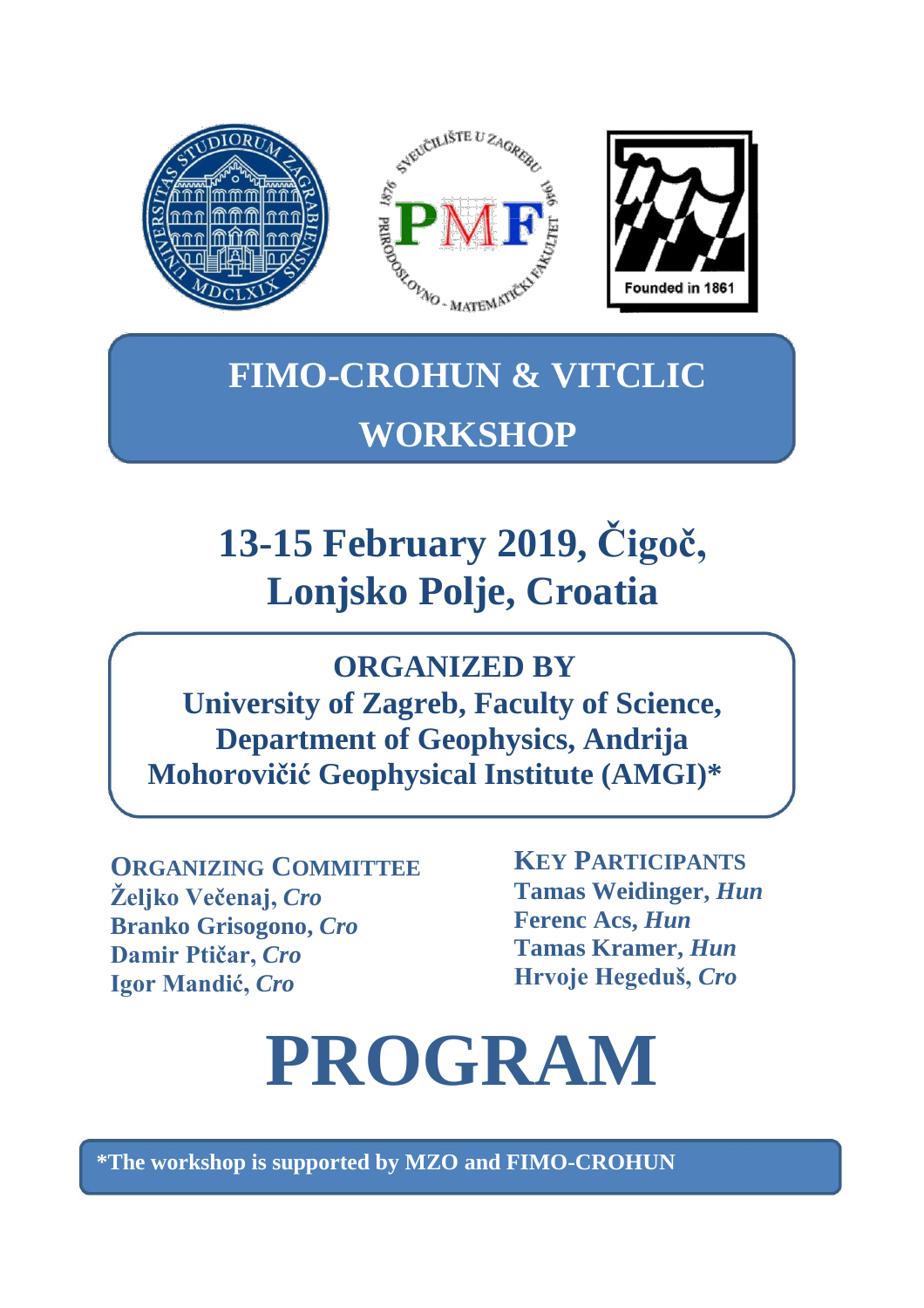# FIMO-CROHUN & VITCLIC WORKSHOP

## 13-15 February 2019, Čigoč, Lonjsko Polje, Croatia

**ORGANIZED BY**
**University of Zagreb, Faculty of Science, Department of Geophysics, Andrija Mohorovičić Geophysical Institute (AMGI)***

**ORGANIZING COMMITTEE**
**Željko Večenaj,** ***Cro***
**Branko Grisogono,** ***Cro***
**Damir Ptičar,** ***Cro***
**Igor Mandić,** ***Cro***

**KEY PARTICIPANTS**
**Tamas Weidinger,** ***Hun***
**Ferenc Acs,** ***Hun***
**Tamas Kramer,** ***Hun***
**Hrvoje Hegeduš,** ***Cro***

# PROGRAM

***The workshop is supported by MZO and FIMO-CROHUN**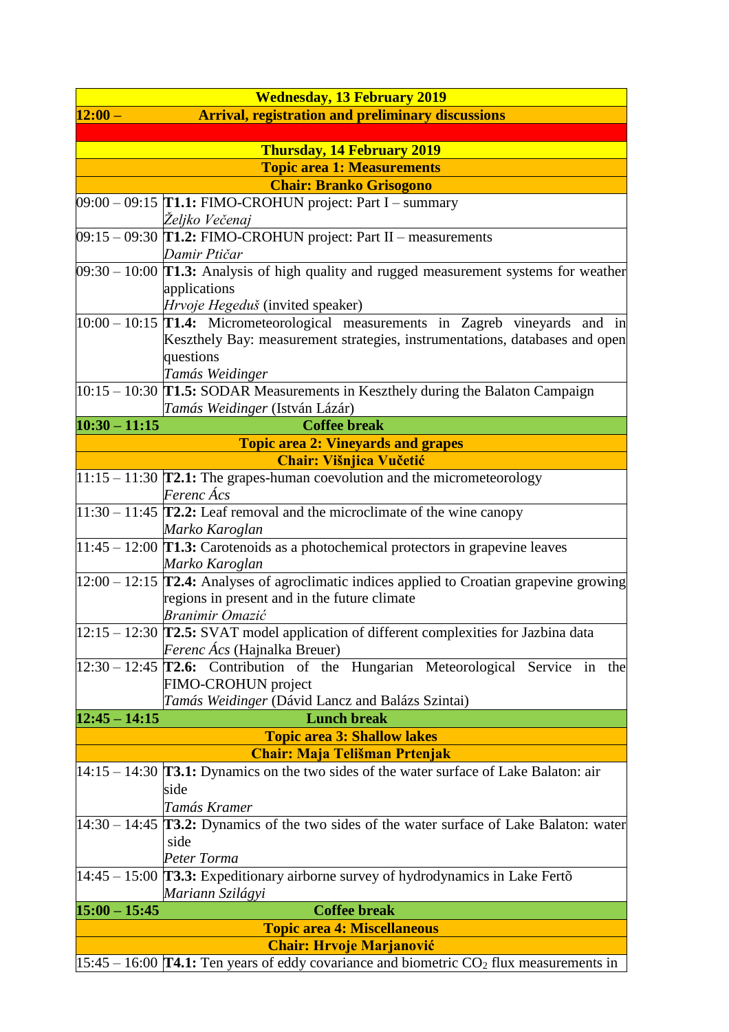| Wednesday, 13 February 2019 | |
|---|---|
| **12:00 –** | **Arrival, registration and preliminary discussions** |
| | |
| **Thursday, 14 February 2019** | |
| **Topic area 1: Measurements** | |
| **Chair: Branko Grisogono** | |
| 09:00 – 09:15 | **T1.1:** FIMO-CROHUN project: Part I – summary<br>*Željko Večenaj* |
| 09:15 – 09:30 | **T1.2:** FIMO-CROHUN project: Part II – measurements<br>*Damir Ptičar* |
| 09:30 – 10:00 | **T1.3:** Analysis of high quality and rugged measurement systems for weather applications<br>*Hrvoje Hegeduš* (invited speaker) |
| 10:00 – 10:15 | **T1.4:** Micrometeorological measurements in Zagreb vineyards and in Keszthely Bay: measurement strategies, instrumentations, databases and open questions<br>*Tamás Weidinger* |
| 10:15 – 10:30 | **T1.5:** SODAR Measurements in Keszthely during the Balaton Campaign<br>*Tamás Weidinger* (István Lázár) |
| **10:30 – 11:15** | **Coffee break** |
| **Topic area 2: Vineyards and grapes** | |
| **Chair: Višnjica Vučetić** | |
| 11:15 – 11:30 | **T2.1:** The grapes-human coevolution and the micrometeorology<br>*Ferenc Ács* |
| 11:30 – 11:45 | **T2.2:** Leaf removal and the microclimate of the wine canopy<br>*Marko Karoglan* |
| 11:45 – 12:00 | **T1.3:** Carotenoids as a photochemical protectors in grapevine leaves<br>*Marko Karoglan* |
| 12:00 – 12:15 | **T2.4:** Analyses of agroclimatic indices applied to Croatian grapevine growing regions in present and in the future climate<br>*Branimir Omazić* |
| 12:15 – 12:30 | **T2.5:** SVAT model application of different complexities for Jazbina data<br>*Ferenc Ács* (Hajnalka Breuer) |
| 12:30 – 12:45 | **T2.6:** Contribution of the Hungarian Meteorological Service in the FIMO-CROHUN project<br>*Tamás Weidinger* (Dávid Lancz and Balázs Szintai) |
| **12:45 – 14:15** | **Lunch break** |
| **Topic area 3: Shallow lakes** | |
| **Chair: Maja Telišman Prtenjak** | |
| 14:15 – 14:30 | **T3.1:** Dynamics on the two sides of the water surface of Lake Balaton: air side<br>*Tamás Kramer* |
| 14:30 – 14:45 | **T3.2:** Dynamics of the two sides of the water surface of Lake Balaton: water side<br>*Peter Torma* |
| 14:45 – 15:00 | **T3.3:** Expeditionary airborne survey of hydrodynamics in Lake Fertõ<br>*Mariann Szilágyi* |
| **15:00 – 15:45** | **Coffee break** |
| **Topic area 4: Miscellaneous** | |
| **Chair: Hrvoje Marjanović** | |
| 15:45 – 16:00 | **T4.1:** Ten years of eddy covariance and biometric $CO_2$ flux measurements in |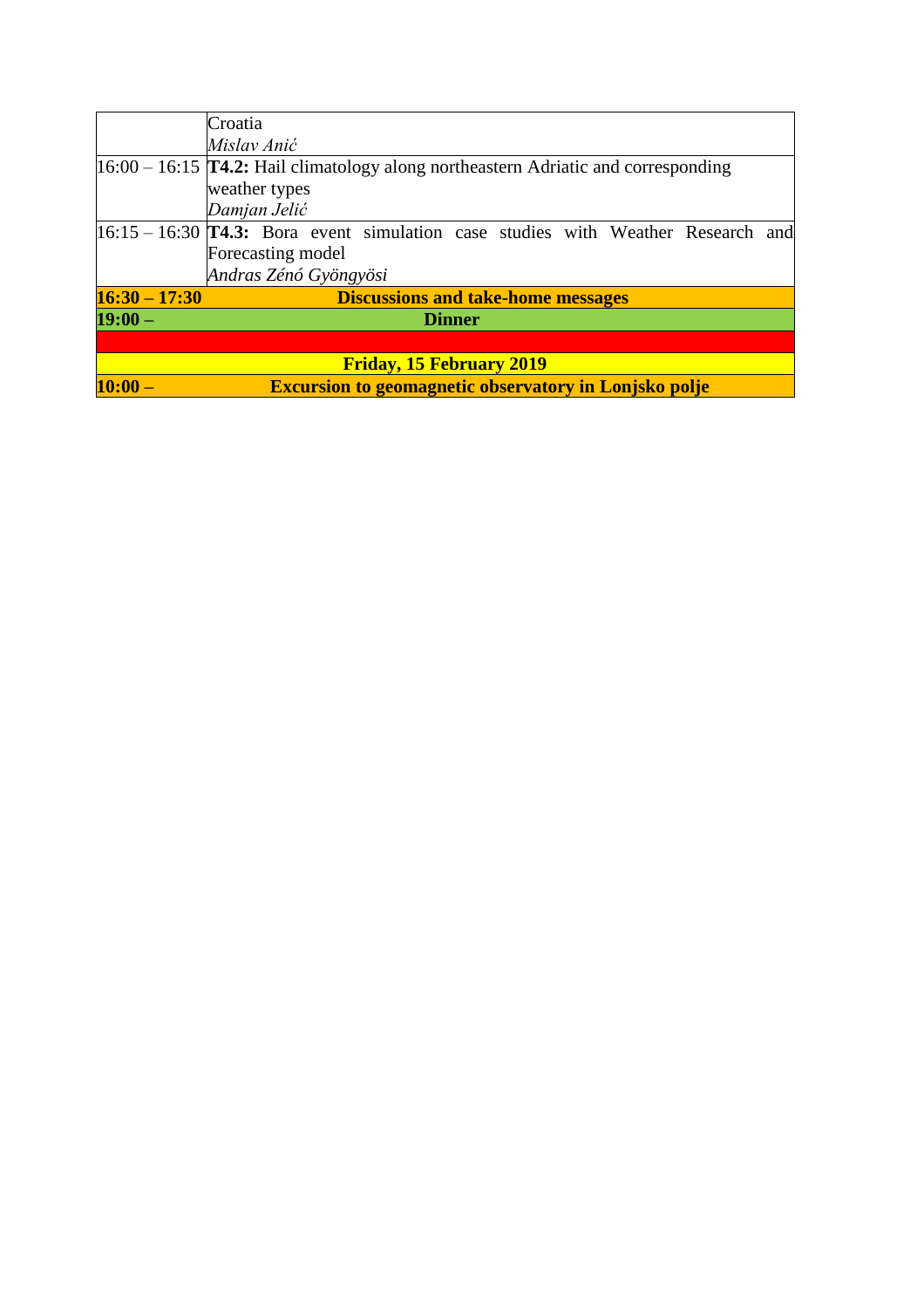| | |
|---|---|
| | Croatia<br>*Mislav Anić* |
| 16:00 – 16:15 | **T4.2:** Hail climatology along northeastern Adriatic and corresponding weather types<br>*Damjan Jelić* |
| 16:15 – 16:30 | **T4.3:** Bora event simulation case studies with Weather Research and Forecasting model<br>*Andras Zénó Gyöngyösi* |
| **16:30 – 17:30** | **Discussions and take-home messages** |
| **19:00 –** | **Dinner** |
| | |
| | **Friday, 15 February 2019** |
| **10:00 –** | **Excursion to geomagnetic observatory in Lonjsko polje** |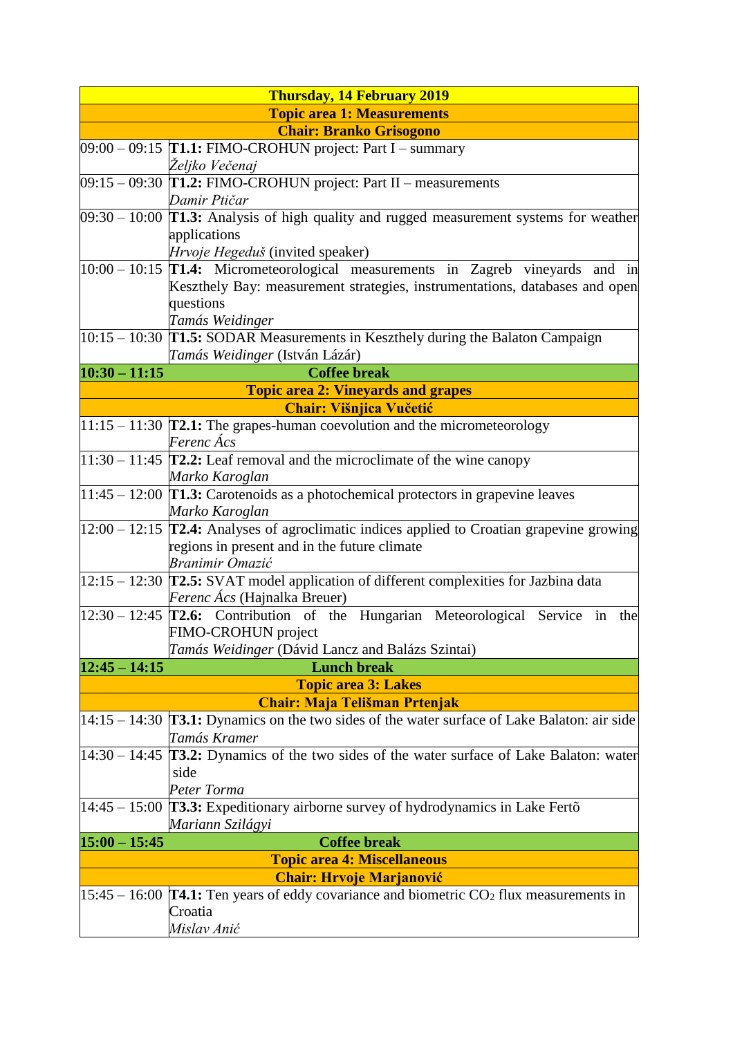| Thursday, 14 February 2019 | |
|---|---|
| **Topic area 1: Measurements** | |
| **Chair: Branko Grisogono** | |
| 09:00 – 09:15 | **T1.1:** FIMO-CROHUN project: Part I – summary<br>*Željko Večenaj* |
| 09:15 – 09:30 | **T1.2:** FIMO-CROHUN project: Part II – measurements<br>*Damir Ptičar* |
| 09:30 – 10:00 | **T1.3:** Analysis of high quality and rugged measurement systems for weather applications<br>*Hrvoje Hegeduš* (invited speaker) |
| 10:00 – 10:15 | **T1.4:** Micrometeorological measurements in Zagreb vineyards and in Keszthely Bay: measurement strategies, instrumentations, databases and open questions<br>*Tamás Weidinger* |
| 10:15 – 10:30 | **T1.5:** SODAR Measurements in Keszthely during the Balaton Campaign<br>*Tamás Weidinger* (István Lázár) |
| **10:30 – 11:15** | **Coffee break** |
| **Topic area 2: Vineyards and grapes** | |
| **Chair: Višnjica Vučetić** | |
| 11:15 – 11:30 | **T2.1:** The grapes-human coevolution and the micrometeorology<br>*Ferenc Ács* |
| 11:30 – 11:45 | **T2.2:** Leaf removal and the microclimate of the wine canopy<br>*Marko Karoglan* |
| 11:45 – 12:00 | **T1.3:** Carotenoids as a photochemical protectors in grapevine leaves<br>*Marko Karoglan* |
| 12:00 – 12:15 | **T2.4:** Analyses of agroclimatic indices applied to Croatian grapevine growing regions in present and in the future climate<br>*Branimir Omazić* |
| 12:15 – 12:30 | **T2.5:** SVAT model application of different complexities for Jazbina data<br>*Ferenc Ács* (Hajnalka Breuer) |
| 12:30 – 12:45 | **T2.6:** Contribution of the Hungarian Meteorological Service in the FIMO-CROHUN project<br>*Tamás Weidinger* (Dávid Lancz and Balázs Szintai) |
| **12:45 – 14:15** | **Lunch break** |
| **Topic area 3: Lakes** | |
| **Chair: Maja Telišman Prtenjak** | |
| 14:15 – 14:30 | **T3.1:** Dynamics on the two sides of the water surface of Lake Balaton: air side<br>*Tamás Kramer* |
| 14:30 – 14:45 | **T3.2:** Dynamics of the two sides of the water surface of Lake Balaton: water side<br>*Peter Torma* |
| 14:45 – 15:00 | **T3.3:** Expeditionary airborne survey of hydrodynamics in Lake Fertõ<br>*Mariann Szilágyi* |
| **15:00 – 15:45** | **Coffee break** |
| **Topic area 4: Miscellaneous** | |
| **Chair: Hrvoje Marjanović** | |
| 15:45 – 16:00 | **T4.1:** Ten years of eddy covariance and biometric $CO_2$ flux measurements in Croatia<br>*Mislav Anić* |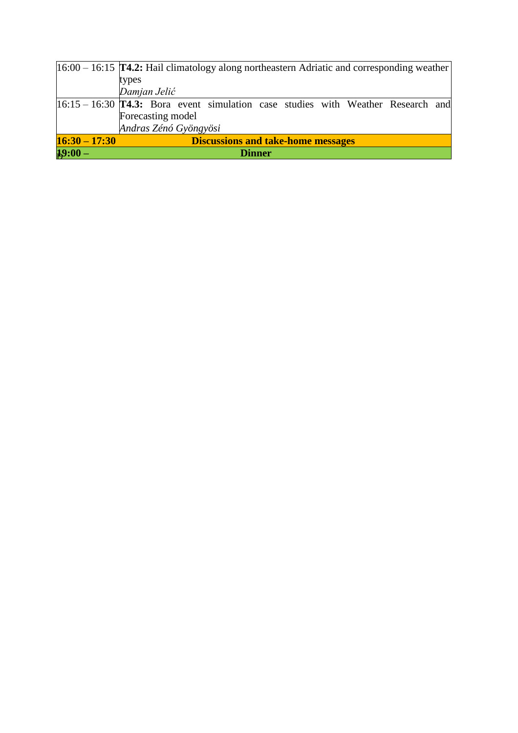| | |
|---|---|
| 16:00 – 16:15 | **T4.2:** Hail climatology along northeastern Adriatic and corresponding weather types<br>*Damjan Jelić* |
| 16:15 – 16:30 | **T4.3:** Bora event simulation case studies with Weather Research and Forecasting model<br>*Andras Zénó Gyöngyösi* |
| **16:30 – 17:30** | **Discussions and take-home messages** |
| **19:00 –** | **Dinner** |